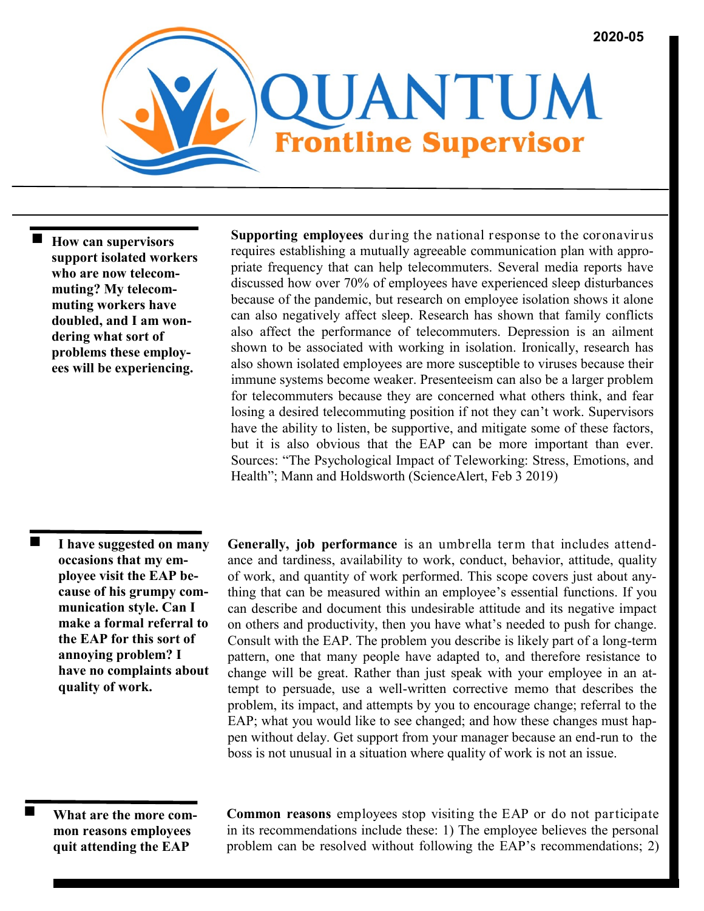2020-05

# QUANTUM

## Frontline Supervisor

**How can supervisors support isolated workers who are now telecommuting? My telecommuting workers have doubled, and I am wondering what sort of problems these employees will be experiencing.**

**Supporting employees** during the national response to the coronavirus requires establishing a mutually agreeable communication plan with appropriate frequency that can help telecommuters. Several media reports have discussed how over 70% of employees have experienced sleep disturbances because of the pandemic, but research on employee isolation shows it alone can also negatively affect sleep. Research has shown that family conflicts also affect the performance of telecommuters. Depression is an ailment shown to be associated with working in isolation. Ironically, research has also shown isolated employees are more susceptible to viruses because their immune systems become weaker. Presenteeism can also be a larger problem for telecommuters because they are concerned what others think, and fear losing a desired telecommuting position if not they can't work. Supervisors have the ability to listen, be supportive, and mitigate some of these factors, but it is also obvious that the EAP can be more important than ever. Sources: "The Psychological Impact of Teleworking: Stress, Emotions, and Health"; Mann and Holdsworth (ScienceAlert, Feb 3 2019)

**I have suggested on many occasions that my employee visit the EAP because of his grumpy communication style. Can I make a formal referral to the EAP for this sort of annoying problem? I have no complaints about quality of work.**

**Generally, job performance** is an umbrella term that includes attendance and tardiness, availability to work, conduct, behavior, attitude, quality of work, and quantity of work performed. This scope covers just about anything that can be measured within an employee's essential functions. If you can describe and document this undesirable attitude and its negative impact on others and productivity, then you have what's needed to push for change. Consult with the EAP. The problem you describe is likely part of a long-term pattern, one that many people have adapted to, and therefore resistance to change will be great. Rather than just speak with your employee in an attempt to persuade, use a well-written corrective memo that describes the problem, its impact, and attempts by you to encourage change; referral to the EAP; what you would like to see changed; and how these changes must happen without delay. Get support from your manager because an end-run to the boss is not unusual in a situation where quality of work is not an issue.

**What are the more common reasons employees quit attending the EAP**

**Common reasons** employees stop visiting the EAP or do not participate in its recommendations include these: 1) The employee believes the personal problem can be resolved without following the EAP's recommendations; 2)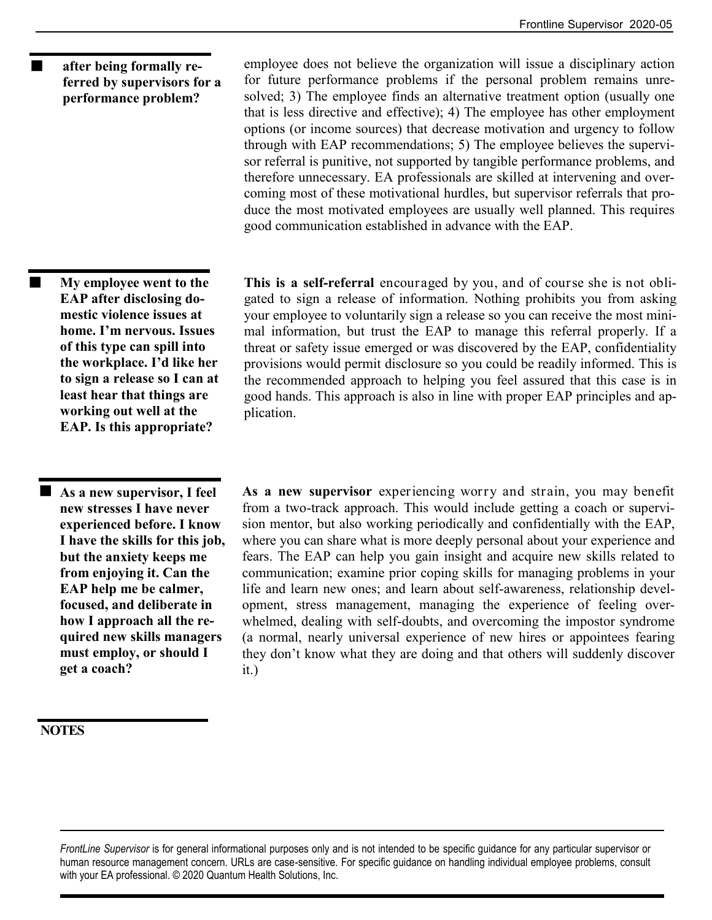**after being formally referred by supervisors for a performance problem?**

employee does not believe the organization will issue a disciplinary action for future performance problems if the personal problem remains unresolved; 3) The employee finds an alternative treatment option (usually one that is less directive and effective); 4) The employee has other employment options (or income sources) that decrease motivation and urgency to follow through with EAP recommendations; 5) The employee believes the supervisor referral is punitive, not supported by tangible performance problems, and therefore unnecessary. EA professionals are skilled at intervening and overcoming most of these motivational hurdles, but supervisor referrals that produce the most motivated employees are usually well planned. This requires good communication established in advance with the EAP.

**My employee went to the EAP after disclosing domestic violence issues at home. I'm nervous. Issues of this type can spill into the workplace. I'd like her to sign a release so I can at least hear that things are working out well at the EAP. Is this appropriate?**

**This is a self-referral** encouraged by you, and of course she is not obligated to sign a release of information. Nothing prohibits you from asking your employee to voluntarily sign a release so you can receive the most minimal information, but trust the EAP to manage this referral properly. If a threat or safety issue emerged or was discovered by the EAP, confidentiality provisions would permit disclosure so you could be readily informed. This is the recommended approach to helping you feel assured that this case is in good hands. This approach is also in line with proper EAP principles and application.

**As a new supervisor, I feel new stresses I have never experienced before. I know I have the skills for this job, but the anxiety keeps me from enjoying it. Can the EAP help me be calmer, focused, and deliberate in how I approach all the required new skills managers must employ, or should I get a coach?**

**As a new supervisor** experiencing worry and strain, you may benefit from a two-track approach. This would include getting a coach or supervision mentor, but also working periodically and confidentially with the EAP, where you can share what is more deeply personal about your experience and fears. The EAP can help you gain insight and acquire new skills related to communication; examine prior coping skills for managing problems in your life and learn new ones; and learn about self-awareness, relationship development, stress management, managing the experience of feeling overwhelmed, dealing with self-doubts, and overcoming the impostor syndrome (a normal, nearly universal experience of new hires or appointees fearing they don't know what they are doing and that others will suddenly discover it.)

**NOTES**

*FrontLine Supervisor* is for general informational purposes only and is not intended to be specific guidance for any particular supervisor or human resource management concern. URLs are case-sensitive. For specific guidance on handling individual employee problems, consult with your EA professional. © 2020 Quantum Health Solutions, Inc.